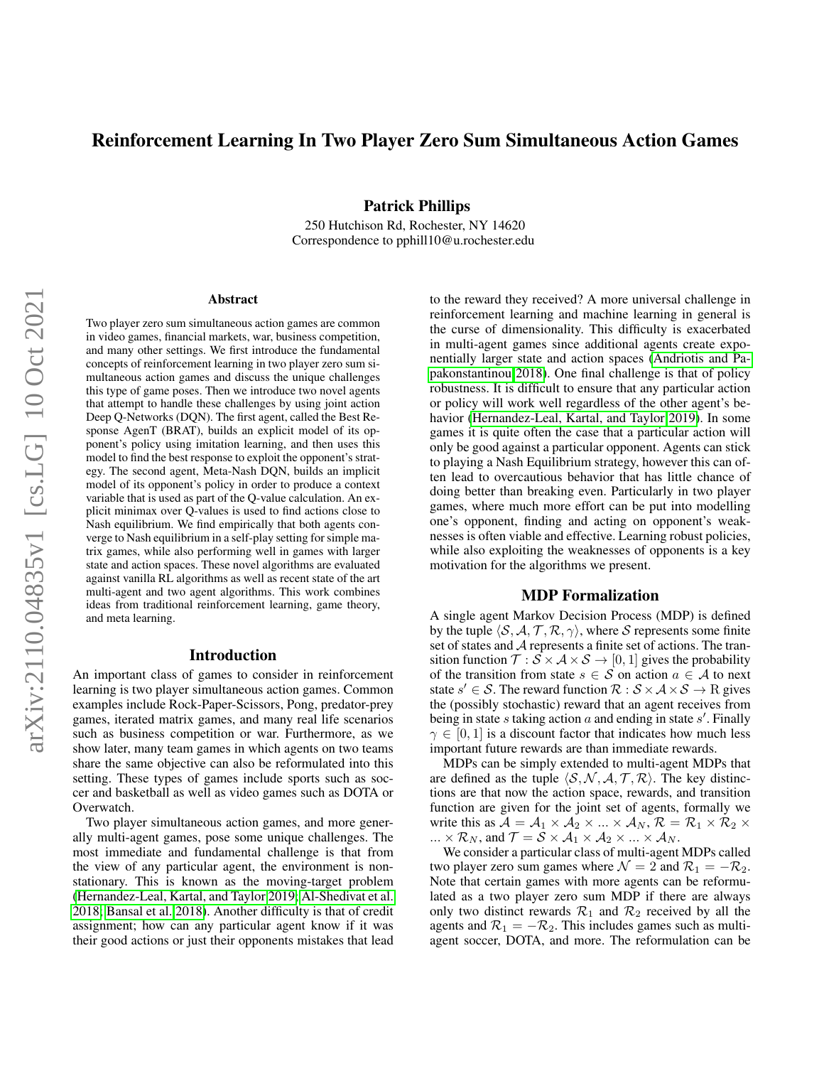# Reinforcement Learning In Two Player Zero Sum Simultaneous Action Games

**Patrick Phillips**

250 Hutchison Rd, Rochester, NY 14620
Correspondence to pphill10@u.rochester.edu

## Abstract

Two player zero sum simultaneous action games are common in video games, financial markets, war, business competition, and many other settings. We first introduce the fundamental concepts of reinforcement learning in two player zero sum simultaneous action games and discuss the unique challenges this type of game poses. Then we introduce two novel agents that attempt to handle these challenges by using joint action Deep Q-Networks (DQN). The first agent, called the Best Response AgenT (BRAT), builds an explicit model of its opponent's policy using imitation learning, and then uses this model to find the best response to exploit the opponent's strategy. The second agent, Meta-Nash DQN, builds an implicit model of its opponent's policy in order to produce a context variable that is used as part of the Q-value calculation. An explicit minimax over Q-values is used to find actions close to Nash equilibrium. We find empirically that both agents converge to Nash equilibrium in a self-play setting for simple matrix games, while also performing well in games with larger state and action spaces. These novel algorithms are evaluated against vanilla RL algorithms as well as recent state of the art multi-agent and two agent algorithms. This work combines ideas from traditional reinforcement learning, game theory, and meta learning.

## Introduction

An important class of games to consider in reinforcement learning is two player simultaneous action games. Common examples include Rock-Paper-Scissors, Pong, predator-prey games, iterated matrix games, and many real life scenarios such as business competition or war. Furthermore, as we show later, many team games in which agents on two teams share the same objective can also be reformulated into this setting. These types of games include sports such as soccer and basketball as well as video games such as DOTA or Overwatch.

Two player simultaneous action games, and more generally multi-agent games, pose some unique challenges. The most immediate and fundamental challenge is that from the view of any particular agent, the environment is non-stationary. This is known as the moving-target problem (Hernandez-Leal, Kartal, and Taylor 2019; Al-Shedivat et al. 2018; Bansal et al. 2018). Another difficulty is that of credit assignment; how can any particular agent know if it was their good actions or just their opponents mistakes that lead to the reward they received? A more universal challenge in reinforcement learning and machine learning in general is the curse of dimensionality. This difficulty is exacerbated in multi-agent games since additional agents create exponentially larger state and action spaces (Andriotis and Papakonstantinou 2018). One final challenge is that of policy robustness. It is difficult to ensure that any particular action or policy will work well regardless of the other agent's behavior (Hernandez-Leal, Kartal, and Taylor 2019). In some games it is quite often the case that a particular action will only be good against a particular opponent. Agents can stick to playing a Nash Equilibrium strategy, however this can often lead to overcautious behavior that has little chance of doing better than breaking even. Particularly in two player games, where much more effort can be put into modelling one's opponent, finding and acting on opponent's weaknesses is often viable and effective. Learning robust policies, while also exploiting the weaknesses of opponents is a key motivation for the algorithms we present.

## MDP Formalization

A single agent Markov Decision Process (MDP) is defined by the tuple $\langle \mathcal{S}, \mathcal{A}, \mathcal{T}, \mathcal{R}, \gamma \rangle$, where $\mathcal{S}$ represents some finite set of states and $\mathcal{A}$ represents a finite set of actions. The transition function $\mathcal{T} : \mathcal{S} \times \mathcal{A} \times \mathcal{S} \rightarrow [0, 1]$ gives the probability of the transition from state $s \in \mathcal{S}$ on action $a \in \mathcal{A}$ to next state $s' \in \mathcal{S}$. The reward function $\mathcal{R} : \mathcal{S} \times \mathcal{A} \times \mathcal{S} \rightarrow \mathrm{R}$ gives the (possibly stochastic) reward that an agent receives from being in state $s$ taking action $a$ and ending in state $s'$. Finally $\gamma \in [0, 1]$ is a discount factor that indicates how much less important future rewards are than immediate rewards.

MDPs can be simply extended to multi-agent MDPs that are defined as the tuple $\langle \mathcal{S}, \mathcal{N}, \mathcal{A}, \mathcal{T}, \mathcal{R} \rangle$. The key distinctions are that now the action space, rewards, and transition function are given for the joint set of agents, formally we write this as $\mathcal{A} = \mathcal{A}_1 \times \mathcal{A}_2 \times ... \times \mathcal{A}_N$, $\mathcal{R} = \mathcal{R}_1 \times \mathcal{R}_2 \times ... \times \mathcal{R}_N$, and $\mathcal{T} = \mathcal{S} \times \mathcal{A}_1 \times \mathcal{A}_2 \times ... \times \mathcal{A}_N$.

We consider a particular class of multi-agent MDPs called two player zero sum games where $\mathcal{N} = 2$ and $\mathcal{R}_1 = -\mathcal{R}_2$. Note that certain games with more agents can be reformulated as a two player zero sum MDP if there are always only two distinct rewards $\mathcal{R}_1$ and $\mathcal{R}_2$ received by all the agents and $\mathcal{R}_1 = -\mathcal{R}_2$. This includes games such as multi-agent soccer, DOTA, and more. The reformulation can be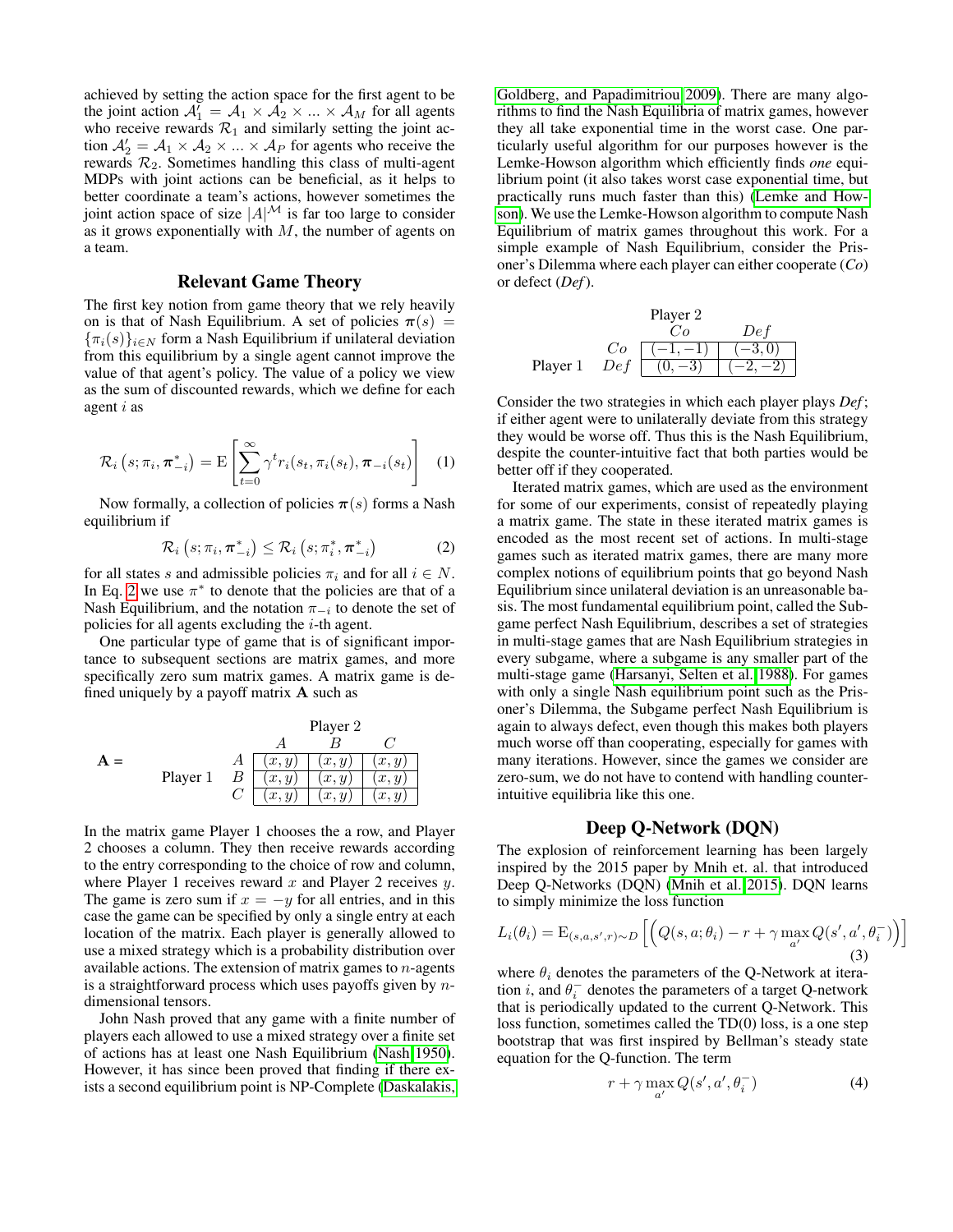achieved by setting the action space for the first agent to be the joint action $\mathcal{A}_1' = \mathcal{A}_1 \times \mathcal{A}_2 \times ... \times \mathcal{A}_M$ for all agents who receive rewards $\mathcal{R}_1$ and similarly setting the joint action $\mathcal{A}_2' = \mathcal{A}_1 \times \mathcal{A}_2 \times ... \times \mathcal{A}_P$ for agents who receive the rewards $\mathcal{R}_2$. Sometimes handling this class of multi-agent MDPs with joint actions can be beneficial, as it helps to better coordinate a team's actions, however sometimes the joint action space of size $|A|^{\mathcal{M}}$ is far too large to consider as it grows exponentially with $M$, the number of agents on a team.

## Relevant Game Theory

The first key notion from game theory that we rely heavily on is that of Nash Equilibrium. A set of policies $\boldsymbol{\pi}(s) = \{\pi_i(s)\}_{i \in N}$ form a Nash Equilibrium if unilateral deviation from this equilibrium by a single agent cannot improve the value of that agent's policy. The value of a policy we view as the sum of discounted rewards, which we define for each agent $i$ as

$$\mathcal{R}_i\left(s; \pi_i, \boldsymbol{\pi}_{-i}^*\right) = \mathrm{E}\left[\sum_{t=0}^{\infty} \gamma^t r_i(s_t, \pi_i(s_t), \boldsymbol{\pi}_{-i}(s_t)\right] \quad (1)$$

Now formally, a collection of policies $\boldsymbol{\pi}(s)$ forms a Nash equilibrium if

$$\mathcal{R}_i\left(s; \pi_i, \boldsymbol{\pi}_{-i}^*\right) \leq \mathcal{R}_i\left(s; \pi_i^*, \boldsymbol{\pi}_{-i}^*\right) \quad (2)$$

for all states $s$ and admissible policies $\pi_i$ and for all $i \in N$. In Eq. 2 we use $\pi^*$ to denote that the policies are that of a Nash Equilibrium, and the notation $\pi_{-i}$ to denote the set of policies for all agents excluding the $i$-th agent.

One particular type of game that is of significant importance to subsequent sections are matrix games, and more specifically zero sum matrix games. A matrix game is defined uniquely by a payoff matrix $\mathbf{A}$ such as

$\mathbf{A}$ =

| | | Player 2 | | |
|---|---|---|---|---|
| | | $A$ | $B$ | $C$ |
| Player 1 | $A$ | $(x,y)$ | $(x,y)$ | $(x,y)$ |
| | $B$ | $(x,y)$ | $(x,y)$ | $(x,y)$ |
| | $C$ | $(x,y)$ | $(x,y)$ | $(x,y)$ |

In the matrix game Player 1 chooses the a row, and Player 2 chooses a column. They then receive rewards according to the entry corresponding to the choice of row and column, where Player 1 receives reward $x$ and Player 2 receives $y$. The game is zero sum if $x = -y$ for all entries, and in this case the game can be specified by only a single entry at each location of the matrix. Each player is generally allowed to use a mixed strategy which is a probability distribution over available actions. The extension of matrix games to $n$-agents is a straightforward process which uses payoffs given by $n$-dimensional tensors.

John Nash proved that any game with a finite number of players each allowed to use a mixed strategy over a finite set of actions has at least one Nash Equilibrium (Nash 1950). However, it has since been proved that finding if there exists a second equilibrium point is NP-Complete (Daskalakis, Goldberg, and Papadimitriou 2009). There are many algorithms to find the Nash Equilibria of matrix games, however they all take exponential time in the worst case. One particularly useful algorithm for our purposes however is the Lemke-Howson algorithm which efficiently finds *one* equilibrium point (it also takes worst case exponential time, but practically runs much faster than this) (Lemke and Howson). We use the Lemke-Howson algorithm to compute Nash Equilibrium of matrix games throughout this work. For a simple example of Nash Equilibrium, consider the Prisoner's Dilemma where each player can either cooperate (*Co*) or defect (*Def*).

| | | Player 2 | |
|---|---|---|---|
| | | $Co$ | $Def$ |
| Player 1 | $Co$ | $(-1,-1)$ | $(-3,0)$ |
| | $Def$ | $(0,-3)$ | $(-2,-2)$ |

Consider the two strategies in which each player plays *Def*; if either agent were to unilaterally deviate from this strategy they would be worse off. Thus this is the Nash Equilibrium, despite the counter-intuitive fact that both parties would be better off if they cooperated.

Iterated matrix games, which are used as the environment for some of our experiments, consist of repeatedly playing a matrix game. The state in these iterated matrix games is encoded as the most recent set of actions. In multi-stage games such as iterated matrix games, there are many more complex notions of equilibrium points that go beyond Nash Equilibrium since unilateral deviation is an unreasonable basis. The most fundamental equilibrium point, called the Subgame perfect Nash Equilibrium, describes a set of strategies in multi-stage games that are Nash Equilibrium strategies in every subgame, where a subgame is any smaller part of the multi-stage game (Harsanyi, Selten et al. 1988). For games with only a single Nash equilibrium point such as the Prisoner's Dilemma, the Subgame perfect Nash Equilibrium is again to always defect, even though this makes both players much worse off than cooperating, especially for games with many iterations. However, since the games we consider are zero-sum, we do not have to contend with handling counter-intuitive equilibria like this one.

## Deep Q-Network (DQN)

The explosion of reinforcement learning has been largely inspired by the 2015 paper by Mnih et. al. that introduced Deep Q-Networks (DQN) (Mnih et al. 2015). DQN learns to simply minimize the loss function

$$L_i(\theta_i) = \mathrm{E}_{(s,a,s',r)\sim D}\left[\left(Q(s,a;\theta_i) - r + \gamma \max_{a'} Q(s',a',\theta_i^-)\right)\right] \quad (3)$$

where $\theta_i$ denotes the parameters of the Q-Network at iteration $i$, and $\theta_i^-$ denotes the parameters of a target Q-network that is periodically updated to the current Q-Network. This loss function, sometimes called the TD(0) loss, is a one step bootstrap that was first inspired by Bellman's steady state equation for the Q-function. The term

$$r + \gamma \max_{a'} Q(s',a',\theta_i^-) \quad (4)$$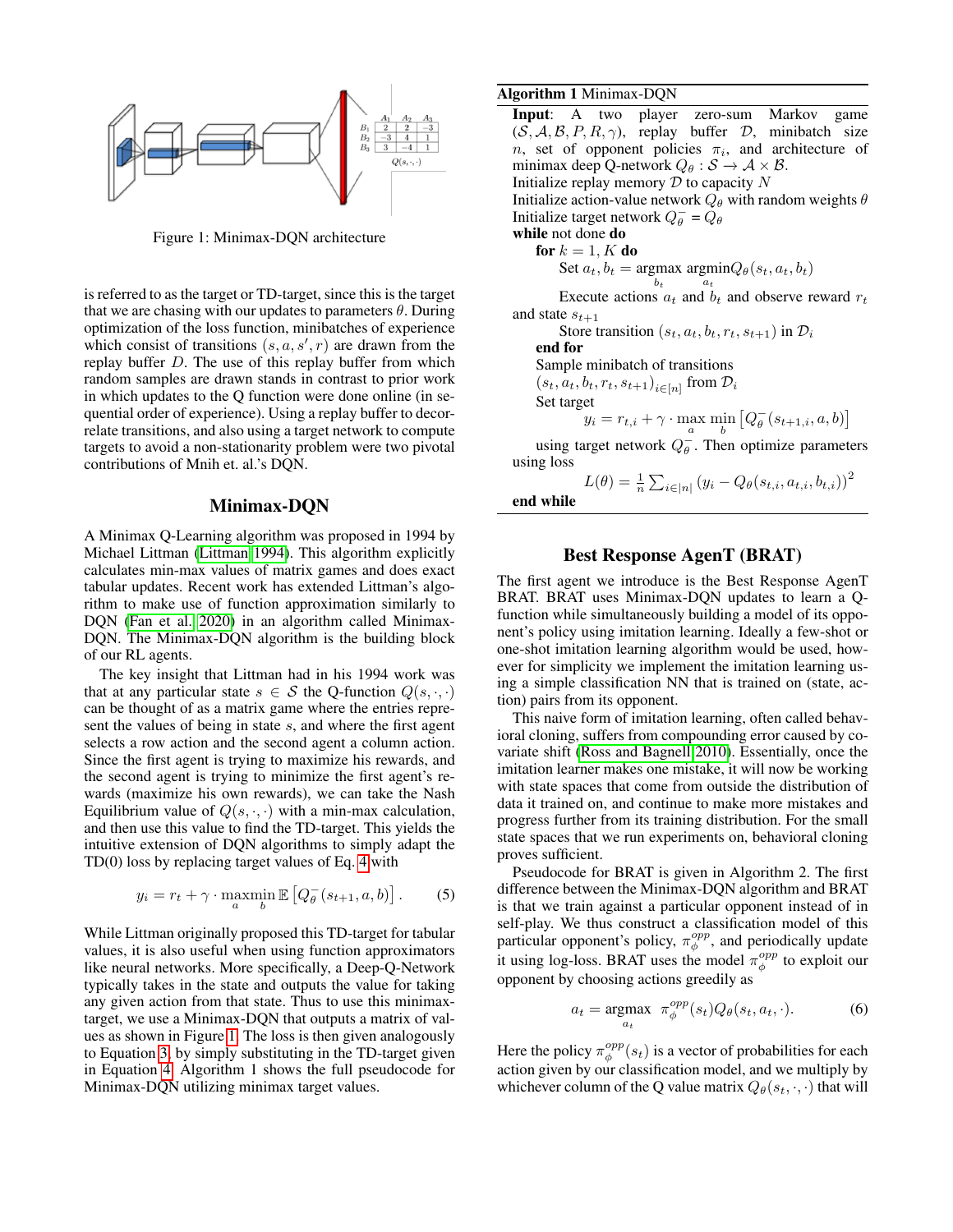Figure 1: Minimax-DQN architecture

is referred to as the target or TD-target, since this is the target that we are chasing with our updates to parameters $\theta$. During optimization of the loss function, minibatches of experience which consist of transitions $(s, a, s', r)$ are drawn from the replay buffer $D$. The use of this replay buffer from which random samples are drawn stands in contrast to prior work in which updates to the Q function were done online (in sequential order of experience). Using a replay buffer to decorrelate transitions, and also using a target network to compute targets to avoid a non-stationarity problem were two pivotal contributions of Mnih et. al.'s DQN.

## Minimax-DQN

A Minimax Q-Learning algorithm was proposed in 1994 by Michael Littman (Littman 1994). This algorithm explicitly calculates min-max values of matrix games and does exact tabular updates. Recent work has extended Littman's algorithm to make use of function approximation similarly to DQN (Fan et al. 2020) in an algorithm called Minimax-DQN. The Minimax-DQN algorithm is the building block of our RL agents.

The key insight that Littman had in his 1994 work was that at any particular state $s \in \mathcal{S}$ the Q-function $Q(s, \cdot, \cdot)$ can be thought of as a matrix game where the entries represent the values of being in state $s$, and where the first agent selects a row action and the second agent a column action. Since the first agent is trying to maximize his rewards, and the second agent is trying to minimize the first agent's rewards (maximize his own rewards), we can take the Nash Equilibrium value of $Q(s, \cdot, \cdot)$ with a min-max calculation, and then use this value to find the TD-target. This yields the intuitive extension of DQN algorithms to simply adapt the TD(0) loss by replacing target values of Eq. 4 with

$$y_i = r_t + \gamma \cdot \max_a \min_b \mathbb{E}\left[Q_\theta^-(s_{t+1}, a, b)\right]. \tag{5}$$

While Littman originally proposed this TD-target for tabular values, it is also useful when using function approximators like neural networks. More specifically, a Deep-Q-Network typically takes in the state and outputs the value for taking any given action from that state. Thus to use this minimax-target, we use a Minimax-DQN that outputs a matrix of values as shown in Figure 1. The loss is then given analogously to Equation 3, by simply substituting in the TD-target given in Equation 4. Algorithm 1 shows the full pseudocode for Minimax-DQN utilizing minimax target values.

**Algorithm 1** Minimax-DQN

**Input**: A two player zero-sum Markov game $(\mathcal{S}, \mathcal{A}, \mathcal{B}, P, R, \gamma)$, replay buffer $\mathcal{D}$, minibatch size $n$, set of opponent policies $\pi_i$, and architecture of minimax deep Q-network $Q_\theta : \mathcal{S} \to \mathcal{A} \times \mathcal{B}$.
Initialize replay memory $\mathcal{D}$ to capacity $N$
Initialize action-value network $Q_\theta$ with random weights $\theta$
Initialize target network $Q_\theta^- = Q_\theta$
**while** not done **do**
  **for** $k = 1, K$ **do**
    Set $a_t, b_t = \underset{b_t}{\text{argmax}}\ \underset{a_t}{\text{argmin}} Q_\theta(s_t, a_t, b_t)$
    Execute actions $a_t$ and $b_t$ and observe reward $r_t$ and state $s_{t+1}$
    Store transition $(s_t, a_t, b_t, r_t, s_{t+1})$ in $\mathcal{D}_i$
  **end for**
  Sample minibatch of transitions $(s_t, a_t, b_t, r_t, s_{t+1})_{i \in [n]}$ from $\mathcal{D}_i$
  Set target
  $$y_i = r_{t,i} + \gamma \cdot \max_a \min_b \left[Q_\theta^-(s_{t+1,i}, a, b)\right]$$
  using target network $Q_\theta^-$. Then optimize parameters using loss
  $$L(\theta) = \frac{1}{n} \sum_{i \in |n|} \left(y_i - Q_\theta(s_{t,i}, a_{t,i}, b_{t,i})\right)^2$$
**end while**

## Best Response AgenT (BRAT)

The first agent we introduce is the Best Response AgenT BRAT. BRAT uses Minimax-DQN updates to learn a Q-function while simultaneously building a model of its opponent's policy using imitation learning. Ideally a few-shot or one-shot imitation learning algorithm would be used, however for simplicity we implement the imitation learning using a simple classification NN that is trained on (state, action) pairs from its opponent.

This naive form of imitation learning, often called behavioral cloning, suffers from compounding error caused by covariate shift (Ross and Bagnell 2010). Essentially, once the imitation learner makes one mistake, it will now be working with state spaces that come from outside the distribution of data it trained on, and continue to make more mistakes and progress further from its training distribution. For the small state spaces that we run experiments on, behavioral cloning proves sufficient.

Pseudocode for BRAT is given in Algorithm 2. The first difference between the Minimax-DQN algorithm and BRAT is that we train against a particular opponent instead of in self-play. We thus construct a classification model of this particular opponent's policy, $\pi_\phi^{opp}$, and periodically update it using log-loss. BRAT uses the model $\pi_\phi^{opp}$ to exploit our opponent by choosing actions greedily as

$$a_t = \underset{a_t}{\text{argmax}}\ \pi_\phi^{opp}(s_t) Q_\theta(s_t, a_t, \cdot). \tag{6}$$

Here the policy $\pi_\phi^{opp}(s_t)$ is a vector of probabilities for each action given by our classification model, and we multiply by whichever column of the Q value matrix $Q_\theta(s_t, \cdot, \cdot)$ that will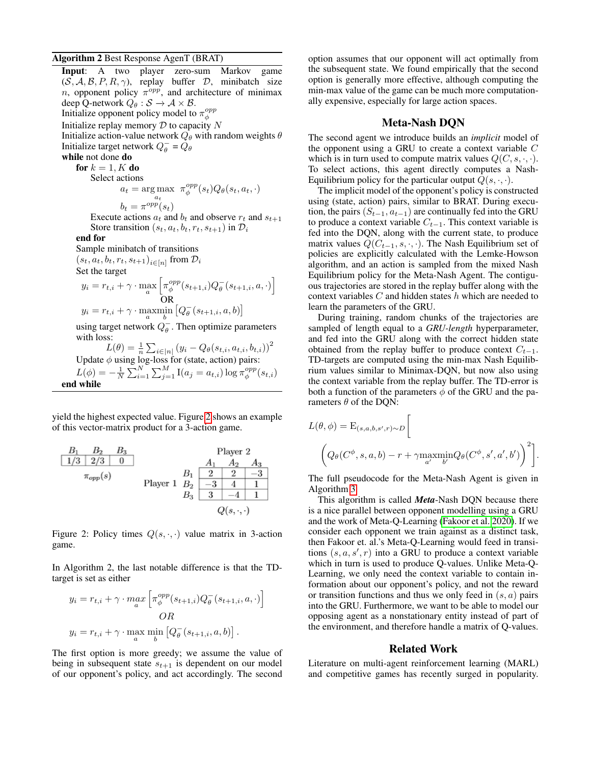**Algorithm 2** Best Response AgenT (BRAT)

**Input**: A two player zero-sum Markov game $(\mathcal{S}, \mathcal{A}, \mathcal{B}, P, R, \gamma)$, replay buffer $\mathcal{D}$, minibatch size $n$, opponent policy $\pi^{opp}$, and architecture of minimax deep Q-network $Q_\theta : \mathcal{S} \rightarrow \mathcal{A} \times \mathcal{B}$.
Initialize opponent policy model to $\pi_\phi^{opp}$
Initialize replay memory $\mathcal{D}$ to capacity $N$
Initialize action-value network $Q_\theta$ with random weights $\theta$
Initialize target network $Q_\theta^- = Q_\theta$
**while** not done **do**
  **for** $k = 1, K$ **do**
    Select actions
$$a_t = \arg\max_{a_t} \; \pi_\phi^{opp}(s_t) Q_\theta(s_t, a_t, \cdot)$$
$$b_t = \pi^{opp}(s_t)$$
    Execute actions $a_t$ and $b_t$ and observe $r_t$ and $s_{t+1}$
    Store transition $(s_t, a_t, b_t, r_t, s_{t+1})$ in $\mathcal{D}_i$
  **end for**
  Sample minibatch of transitions $(s_t, a_t, b_t, r_t, s_{t+1})_{i\in[n]}$ from $\mathcal{D}_i$
  Set the target
$$y_i = r_{t,i} + \gamma \cdot \max_a \left[\pi_\phi^{opp}(s_{t+1,i}) Q_\theta^-(s_{t+1,i}, a, \cdot)\right]$$
OR
$$y_i = r_{t,i} + \gamma \cdot \max_a \min_b \left[Q_\theta^-(s_{t+1,i}, a, b)\right]$$
  using target network $Q_\theta^-$. Then optimize parameters with loss:
$$L(\theta) = \frac{1}{n}\sum_{i\in[n]} (y_i - Q_\theta(s_{t,i}, a_{t,i}, b_{t,i}))^2$$
  Update $\phi$ using log-loss for (state, action) pairs:
$$L(\phi) = -\frac{1}{N}\sum_{i=1}^{N}\sum_{j=1}^{M} \mathrm{I}(a_j = a_{t,i}) \log \pi_\phi^{opp}(s_{t,i})$$
**end while**

yield the highest expected value. Figure 2 shows an example of this vector-matrix product for a 3-action game.

| $B_1$ | $B_2$ | $B_3$ |
|---|---|---|
| 1/3 | 2/3 | 0 |

$\pi_{opp}(s)$

Player 1 (rows) vs. Player 2 (columns):

| | $A_1$ | $A_2$ | $A_3$ |
|---|---|---|---|
| $B_1$ | 2 | 2 | −3 |
| $B_2$ | −3 | 4 | 1 |
| $B_3$ | 3 | −4 | 1 |

$Q(s, \cdot, \cdot)$

Figure 2: Policy times $Q(s, \cdot, \cdot)$ value matrix in 3-action game.

In Algorithm 2, the last notable difference is that the TD-target is set as either

$$y_i = r_{t,i} + \gamma \cdot \max_a \left[\pi_\phi^{opp}(s_{t+1,i}) Q_\theta^-(s_{t+1,i}, a, \cdot)\right]$$
$$OR$$
$$y_i = r_{t,i} + \gamma \cdot \max_a \min_b \left[Q_\theta^-(s_{t+1,i}, a, b)\right].$$

The first option is more greedy; we assume the value of being in subsequent state $s_{t+1}$ is dependent on our model of our opponent's policy, and act accordingly. The second option assumes that our opponent will act optimally from the subsequent state. We found empirically that the second option is generally more effective, although computing the min-max value of the game can be much more computationally expensive, especially for large action spaces.

## Meta-Nash DQN

The second agent we introduce builds an *implicit* model of the opponent using a GRU to create a context variable $C$ which is in turn used to compute matrix values $Q(C, s, \cdot, \cdot)$. To select actions, this agent directly computes a Nash-Equilibrium policy for the particular output $Q(s, \cdot, \cdot)$.

The implicit model of the opponent's policy is constructed using (state, action) pairs, similar to BRAT. During execution, the pairs $(S_{t-1}, a_{t-1})$ are continually fed into the GRU to produce a context variable $C_{t-1}$. This context variable is fed into the DQN, along with the current state, to produce matrix values $Q(C_{t-1}, s, \cdot, \cdot)$. The Nash Equilibrium set of policies are explicitly calculated with the Lemke-Howson algorithm, and an action is sampled from the mixed Nash Equilibrium policy for the Meta-Nash Agent. The contiguous trajectories are stored in the replay buffer along with the context variables $C$ and hidden states $h$ which are needed to learn the parameters of the GRU.

During training, random chunks of the trajectories are sampled of length equal to a *GRU-length* hyperparameter, and fed into the GRU along with the correct hidden state obtained from the replay buffer to produce context $C_{t-1}$. TD-targets are computed using the min-max Nash Equilibrium values similar to Minimax-DQN, but now also using the context variable from the replay buffer. The TD-error is both a function of the parameters $\phi$ of the GRU and the parameters $\theta$ of the DQN:

$$L(\theta, \phi) = \mathrm{E}_{(s,a,b,s',r)\sim D}\Bigg[ \left(Q_\theta(C^\phi, s, a, b) - r + \gamma \max_{a'}\min_{b'} Q_\theta(C^\phi, s', a', b')\right)^2\Bigg].$$

The full pseudocode for the Meta-Nash Agent is given in Algorithm 3.

This algorithm is called ***Meta***-Nash DQN because there is a nice parallel between opponent modelling using a GRU and the work of Meta-Q-Learning (Fakoor et al. 2020). If we consider each opponent we train against as a distinct task, then Fakoor et. al.'s Meta-Q-Learning would feed in transitions $(s, a, s', r)$ into a GRU to produce a context variable which in turn is used to produce Q-values. Unlike Meta-Q-Learning, we only need the context variable to contain information about our opponent's policy, and not the reward or transition functions and thus we only feed in $(s, a)$ pairs into the GRU. Furthermore, we want to be able to model our opposing agent as a nonstationary entity instead of part of the environment, and therefore handle a matrix of Q-values.

## Related Work

Literature on multi-agent reinforcement learning (MARL) and competitive games has recently surged in popularity.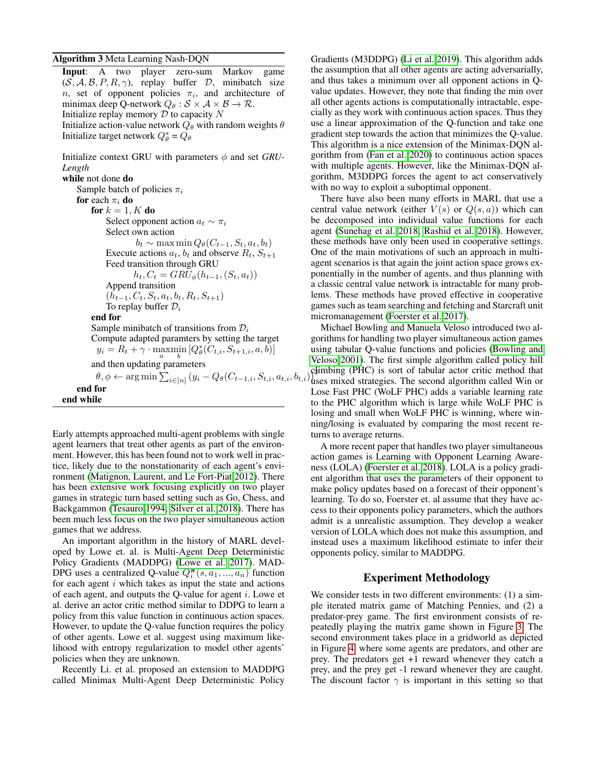**Algorithm 3** Meta Learning Nash-DQN

**Input**: A two player zero-sum Markov game $(\mathcal{S}, \mathcal{A}, \mathcal{B}, P, R, \gamma)$, replay buffer $\mathcal{D}$, minibatch size $n$, set of opponent policies $\pi_i$, and architecture of minimax deep Q-network $Q_\theta : \mathcal{S} \times \mathcal{A} \times \mathcal{B} \to \mathcal{R}$.
Initialize replay memory $\mathcal{D}$ to capacity $N$
Initialize action-value network $Q_\theta$ with random weights $\theta$
Initialize target network $Q^*_\theta = Q_\theta$

Initialize context GRU with parameters $\phi$ and set *GRU-Length*
**while** not done **do**
  Sample batch of policies $\pi_i$
  **for** each $\pi_i$ **do**
    **for** $k = 1, K$ **do**
      Select opponent action $a_t \sim \pi_i$
      Select own action
        $b_t \sim \max \min Q_\theta(C_{t-1}, S_t, a_t, b_t)$
      Execute actions $a_t, b_t$ and observe $R_t$, $S_{t+1}$
      Feed transition through GRU
        $h_t, C_t = GRU_\phi(h_{t-1}, (S_t, a_t))$
      Append transition
      $(h_{t-1}, C_t, S_t, a_t, b_t, R_t, S_{t+1})$
      To replay buffer $\mathcal{D}_i$
    **end for**
    Sample minibatch of transitions from $\mathcal{D}_i$
    Compute adapted paramters by setting the target
      $y_i = R_t + \gamma \cdot \max_a \min_b [Q^*_\theta(C_{t,i}, S_{t+1,i}, a, b)]$
    and then updating parameters
      $\theta, \phi \leftarrow \arg\min \sum_{i \in [n]} (y_i - Q_\theta(C_{t-1,i}, S_{t,i}, a_{t,i}, b_{t,i}))^2$
  **end for**
**end while**

Early attempts approached multi-agent problems with single agent learners that treat other agents as part of the environment. However, this has been found not to work well in practice, likely due to the nonstationarity of each agent's environment (Matignon, Laurent, and Le Fort-Piat 2012). There has been extensive work focusing explicitly on two player games in strategic turn based setting such as Go, Chess, and Backgammon (Tesauro 1994; Silver et al. 2018). There has been much less focus on the two player simultaneous action games that we address.

An important algorithm in the history of MARL developed by Lowe et. al. is Multi-Agent Deep Deterministic Policy Gradients (MADDPG) (Lowe et al. 2017). MADDPG uses a centralized Q-value $Q^{\pi}_i(s, a_1, ..., a_n)$ function for each agent $i$ which takes as input the state and actions of each agent, and outputs the Q-value for agent $i$. Lowe et al. derive an actor critic method similar to DDPG to learn a policy from this value function in continuous action spaces. However, to update the Q-value function requires the policy of other agents. Lowe et al. suggest using maximum likelihood with entropy regularization to model other agents' policies when they are unknown.

Recently Li. et al. proposed an extension to MADDPG called Minimax Multi-Agent Deep Deterministic Policy Gradients (M3DDPG) (Li et al. 2019). This algorithm adds the assumption that all other agents are acting adversarially, and thus takes a minimum over all opponent actions in Q-value updates. However, they note that finding the min over all other agents actions is computationally intractable, especially as they work with continuous action spaces. Thus they use a linear approximation of the Q-function and take one gradient step towards the action that minimizes the Q-value. This algorithm is a nice extension of the Minimax-DQN algorithm from (Fan et al. 2020) to continuous action spaces with multiple agents. However, like the Minimax-DQN algorithm, M3DDPG forces the agent to act conservatively with no way to exploit a suboptimal opponent.

There have also been many efforts in MARL that use a central value network (either $V(s)$ or $Q(s, a)$) which can be decomposed into individual value functions for each agent (Sunehag et al. 2018; Rashid et al. 2018). However, these methods have only been used in cooperative settings. One of the main motivations of such an approach in multi-agent scenarios is that again the joint action space grows exponentially in the number of agents, and thus planning with a classic central value network is intractable for many problems. These methods have proved effective in cooperative games such as team searching and fetching and Starcraft unit micromanagement (Foerster et al. 2017).

Michael Bowling and Manuela Veloso introduced two algorithms for handling two player simultaneous action games using tabular Q-value functions and policies (Bowling and Veloso 2001). The first simple algorithm called policy hill climbing (PHC) is sort of tabular actor critic method that uses mixed strategies. The second algorithm called Win or Lose Fast PHC (WoLF PHC) adds a variable learning rate to the PHC algorithm which is large while WoLF PHC is losing and small when WoLF PHC is winning, where winning/losing is evaluated by comparing the most recent returns to average returns.

A more recent paper that handles two player simultaneous action games is Learning with Opponent Learning Awareness (LOLA) (Foerster et al. 2018). LOLA is a policy gradient algorithm that uses the parameters of their opponent to make policy updates based on a forecast of their opponent's learning. To do so, Foerster et. al assume that they have access to their opponents policy parameters, which the authors admit is a unrealistic assumption. They develop a weaker version of LOLA which does not make this assumption, and instead uses a maximum likelihood estimate to infer their opponents policy, similar to MADDPG.

## Experiment Methodology

We consider tests in two different environments: (1) a simple iterated matrix game of Matching Pennies, and (2) a predator-prey game. The first environment consists of repeatedly playing the matrix game shown in Figure 3. The second environment takes place in a gridworld as depicted in Figure 4, where some agents are predators, and other are prey. The predators get +1 reward whenever they catch a prey, and the prey get -1 reward whenever they are caught. The discount factor $\gamma$ is important in this setting so that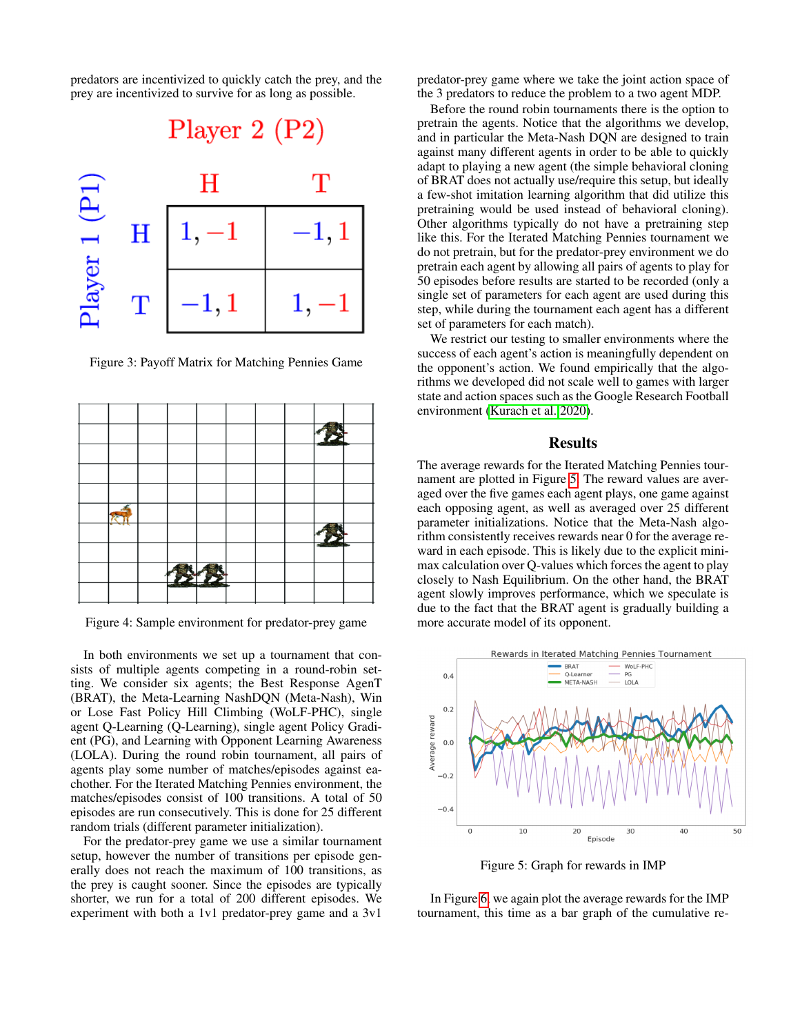predators are incentivized to quickly catch the prey, and the prey are incentivized to survive for as long as possible.

Figure 3: Payoff Matrix for Matching Pennies Game

Figure 4: Sample environment for predator-prey game

In both environments we set up a tournament that consists of multiple agents competing in a round-robin setting. We consider six agents; the Best Response AgenT (BRAT), the Meta-Learning NashDQN (Meta-Nash), Win or Lose Fast Policy Hill Climbing (WoLF-PHC), single agent Q-Learning (Q-Learning), single agent Policy Gradient (PG), and Learning with Opponent Learning Awareness (LOLA). During the round robin tournament, all pairs of agents play some number of matches/episodes against eachother. For the Iterated Matching Pennies environment, the matches/episodes consist of 100 transitions. A total of 50 episodes are run consecutively. This is done for 25 different random trials (different parameter initialization).

For the predator-prey game we use a similar tournament setup, however the number of transitions per episode generally does not reach the maximum of 100 transitions, as the prey is caught sooner. Since the episodes are typically shorter, we run for a total of 200 different episodes. We experiment with both a 1v1 predator-prey game and a 3v1 predator-prey game where we take the joint action space of the 3 predators to reduce the problem to a two agent MDP.

Before the round robin tournaments there is the option to pretrain the agents. Notice that the algorithms we develop, and in particular the Meta-Nash DQN are designed to train against many different agents in order to be able to quickly adapt to playing a new agent (the simple behavioral cloning of BRAT does not actually use/require this setup, but ideally a few-shot imitation learning algorithm that did utilize this pretraining would be used instead of behavioral cloning). Other algorithms typically do not have a pretraining step like this. For the Iterated Matching Pennies tournament we do not pretrain, but for the predator-prey environment we do pretrain each agent by allowing all pairs of agents to play for 50 episodes before results are started to be recorded (only a single set of parameters for each agent are used during this step, while during the tournament each agent has a different set of parameters for each match).

We restrict our testing to smaller environments where the success of each agent's action is meaningfully dependent on the opponent's action. We found empirically that the algorithms we developed did not scale well to games with larger state and action spaces such as the Google Research Football environment (Kurach et al. 2020).

## Results

The average rewards for the Iterated Matching Pennies tournament are plotted in Figure 5. The reward values are averaged over the five games each agent plays, one game against each opposing agent, as well as averaged over 25 different parameter initializations. Notice that the Meta-Nash algorithm consistently receives rewards near 0 for the average reward in each episode. This is likely due to the explicit minimax calculation over Q-values which forces the agent to play closely to Nash Equilibrium. On the other hand, the BRAT agent slowly improves performance, which we speculate is due to the fact that the BRAT agent is gradually building a more accurate model of its opponent.

Figure 5: Graph for rewards in IMP

In Figure 6, we again plot the average rewards for the IMP tournament, this time as a bar graph of the cumulative re-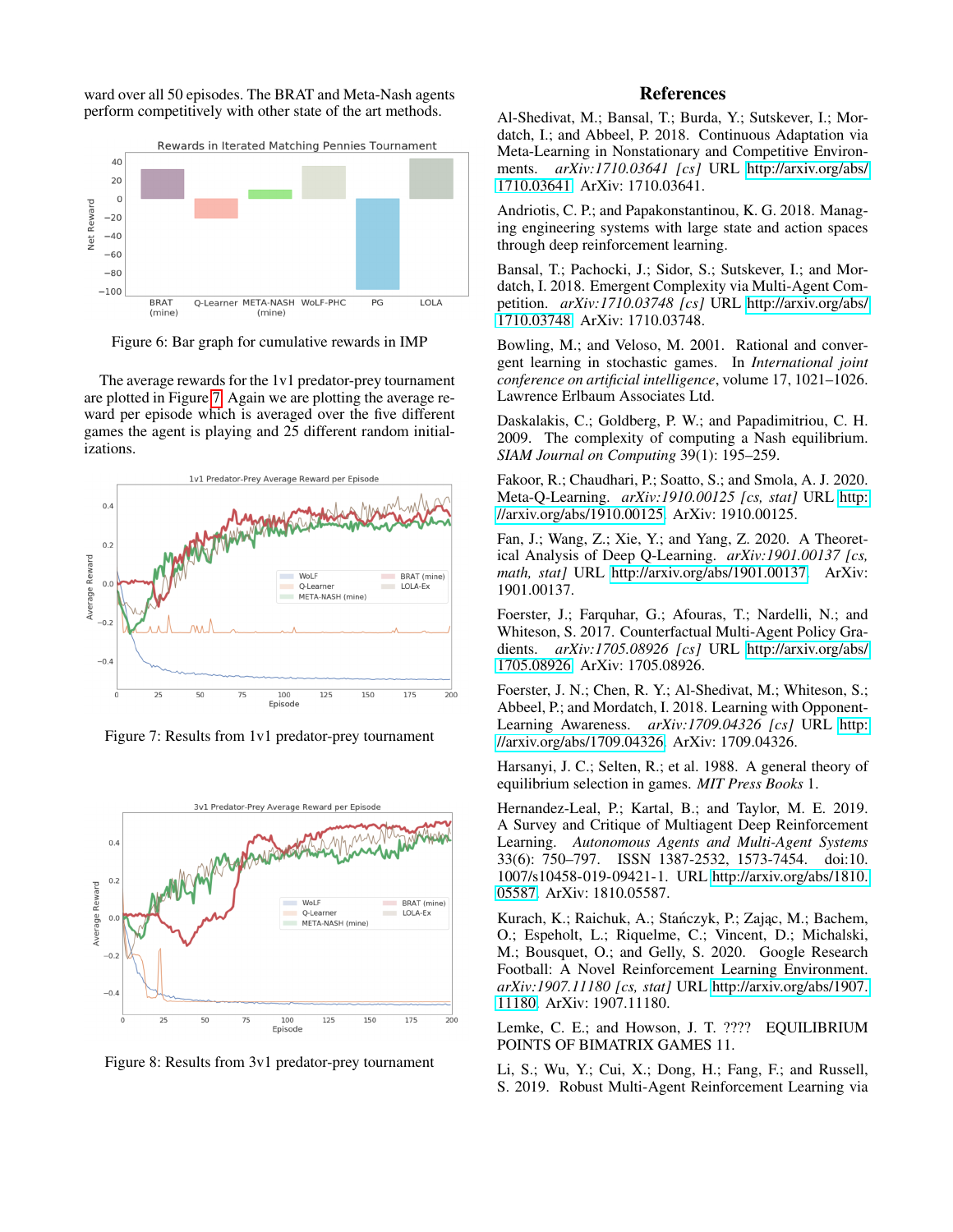ward over all 50 episodes. The BRAT and Meta-Nash agents perform competitively with other state of the art methods.

Figure 6: Bar graph for cumulative rewards in IMP

The average rewards for the 1v1 predator-prey tournament are plotted in Figure 7. Again we are plotting the average reward per episode which is averaged over the five different games the agent is playing and 25 different random initializations.

Figure 7: Results from 1v1 predator-prey tournament

Figure 8: Results from 3v1 predator-prey tournament

## References

Al-Shedivat, M.; Bansal, T.; Burda, Y.; Sutskever, I.; Mordatch, I.; and Abbeel, P. 2018. Continuous Adaptation via Meta-Learning in Nonstationary and Competitive Environments. *arXiv:1710.03641 [cs]* URL http://arxiv.org/abs/1710.03641. ArXiv: 1710.03641.

Andriotis, C. P.; and Papakonstantinou, K. G. 2018. Managing engineering systems with large state and action spaces through deep reinforcement learning.

Bansal, T.; Pachocki, J.; Sidor, S.; Sutskever, I.; and Mordatch, I. 2018. Emergent Complexity via Multi-Agent Competition. *arXiv:1710.03748 [cs]* URL http://arxiv.org/abs/1710.03748. ArXiv: 1710.03748.

Bowling, M.; and Veloso, M. 2001. Rational and convergent learning in stochastic games. In *International joint conference on artificial intelligence*, volume 17, 1021–1026. Lawrence Erlbaum Associates Ltd.

Daskalakis, C.; Goldberg, P. W.; and Papadimitriou, C. H. 2009. The complexity of computing a Nash equilibrium. *SIAM Journal on Computing* 39(1): 195–259.

Fakoor, R.; Chaudhari, P.; Soatto, S.; and Smola, A. J. 2020. Meta-Q-Learning. *arXiv:1910.00125 [cs, stat]* URL http://arxiv.org/abs/1910.00125. ArXiv: 1910.00125.

Fan, J.; Wang, Z.; Xie, Y.; and Yang, Z. 2020. A Theoretical Analysis of Deep Q-Learning. *arXiv:1901.00137 [cs, math, stat]* URL http://arxiv.org/abs/1901.00137. ArXiv: 1901.00137.

Foerster, J.; Farquhar, G.; Afouras, T.; Nardelli, N.; and Whiteson, S. 2017. Counterfactual Multi-Agent Policy Gradients. *arXiv:1705.08926 [cs]* URL http://arxiv.org/abs/1705.08926. ArXiv: 1705.08926.

Foerster, J. N.; Chen, R. Y.; Al-Shedivat, M.; Whiteson, S.; Abbeel, P.; and Mordatch, I. 2018. Learning with Opponent-Learning Awareness. *arXiv:1709.04326 [cs]* URL http://arxiv.org/abs/1709.04326. ArXiv: 1709.04326.

Harsanyi, J. C.; Selten, R.; et al. 1988. A general theory of equilibrium selection in games. *MIT Press Books* 1.

Hernandez-Leal, P.; Kartal, B.; and Taylor, M. E. 2019. A Survey and Critique of Multiagent Deep Reinforcement Learning. *Autonomous Agents and Multi-Agent Systems* 33(6): 750–797. ISSN 1387-2532, 1573-7454. doi:10.1007/s10458-019-09421-1. URL http://arxiv.org/abs/1810.05587. ArXiv: 1810.05587.

Kurach, K.; Raichuk, A.; Stańczyk, P.; Zając, M.; Bachem, O.; Espeholt, L.; Riquelme, C.; Vincent, D.; Michalski, M.; Bousquet, O.; and Gelly, S. 2020. Google Research Football: A Novel Reinforcement Learning Environment. *arXiv:1907.11180 [cs, stat]* URL http://arxiv.org/abs/1907.11180. ArXiv: 1907.11180.

Lemke, C. E.; and Howson, J. T. ???? EQUILIBRIUM POINTS OF BIMATRIX GAMES 11.

Li, S.; Wu, Y.; Cui, X.; Dong, H.; Fang, F.; and Russell, S. 2019. Robust Multi-Agent Reinforcement Learning via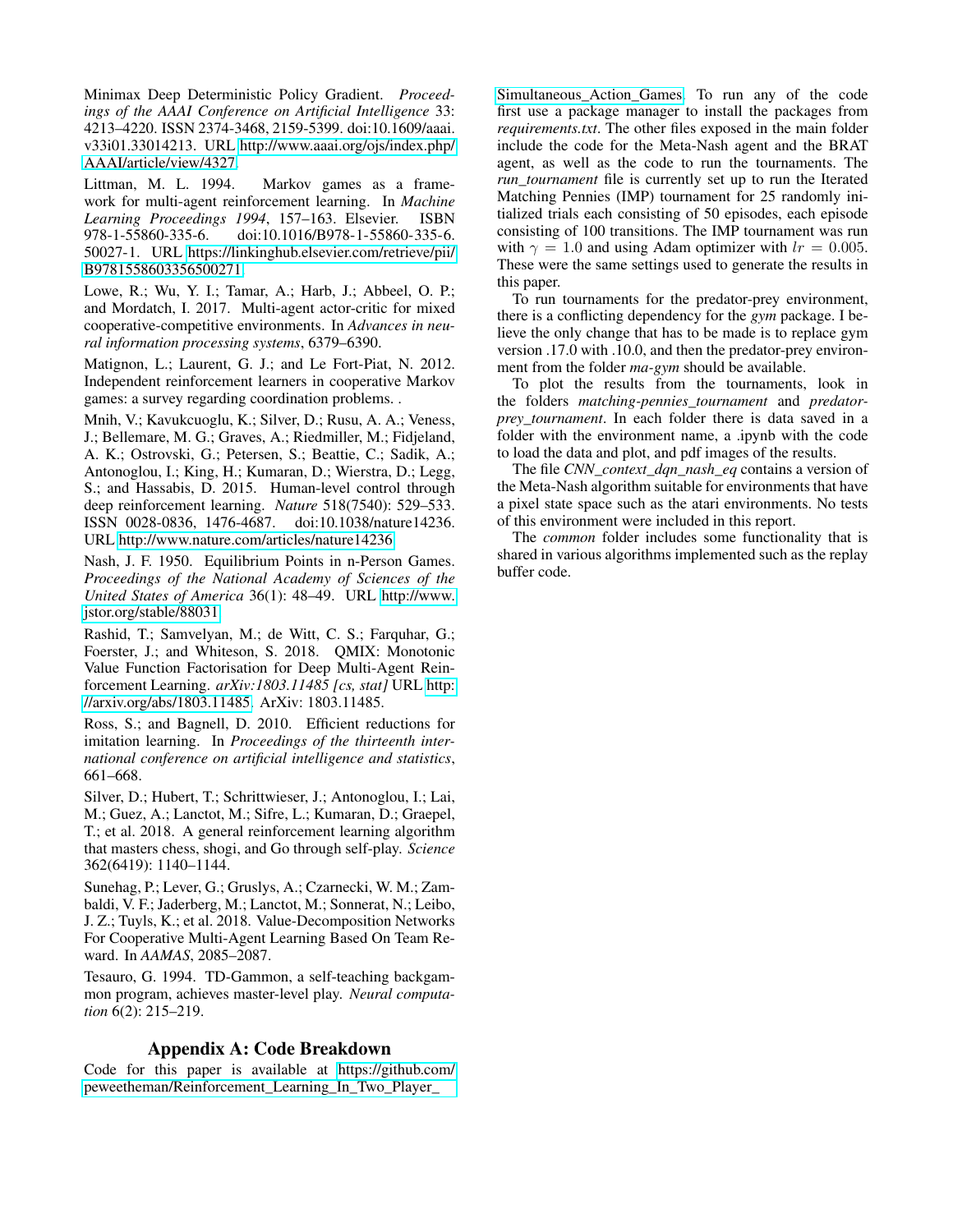Minimax Deep Deterministic Policy Gradient. *Proceedings of the AAAI Conference on Artificial Intelligence* 33: 4213–4220. ISSN 2374-3468, 2159-5399. doi:10.1609/aaai.v33i01.33014213. URL http://www.aaai.org/ojs/index.php/AAAI/article/view/4327.

Littman, M. L. 1994. Markov games as a framework for multi-agent reinforcement learning. In *Machine Learning Proceedings 1994*, 157–163. Elsevier. ISBN 978-1-55860-335-6. doi:10.1016/B978-1-55860-335-6.50027-1. URL https://linkinghub.elsevier.com/retrieve/pii/B9781558603356500271.

Lowe, R.; Wu, Y. I.; Tamar, A.; Harb, J.; Abbeel, O. P.; and Mordatch, I. 2017. Multi-agent actor-critic for mixed cooperative-competitive environments. In *Advances in neural information processing systems*, 6379–6390.

Matignon, L.; Laurent, G. J.; and Le Fort-Piat, N. 2012. Independent reinforcement learners in cooperative Markov games: a survey regarding coordination problems. .

Mnih, V.; Kavukcuoglu, K.; Silver, D.; Rusu, A. A.; Veness, J.; Bellemare, M. G.; Graves, A.; Riedmiller, M.; Fidjeland, A. K.; Ostrovski, G.; Petersen, S.; Beattie, C.; Sadik, A.; Antonoglou, I.; King, H.; Kumaran, D.; Wierstra, D.; Legg, S.; and Hassabis, D. 2015. Human-level control through deep reinforcement learning. *Nature* 518(7540): 529–533. ISSN 0028-0836, 1476-4687. doi:10.1038/nature14236. URL http://www.nature.com/articles/nature14236.

Nash, J. F. 1950. Equilibrium Points in n-Person Games. *Proceedings of the National Academy of Sciences of the United States of America* 36(1): 48–49. URL http://www.jstor.org/stable/88031.

Rashid, T.; Samvelyan, M.; de Witt, C. S.; Farquhar, G.; Foerster, J.; and Whiteson, S. 2018. QMIX: Monotonic Value Function Factorisation for Deep Multi-Agent Reinforcement Learning. *arXiv:1803.11485 [cs, stat]* URL http://arxiv.org/abs/1803.11485. ArXiv: 1803.11485.

Ross, S.; and Bagnell, D. 2010. Efficient reductions for imitation learning. In *Proceedings of the thirteenth international conference on artificial intelligence and statistics*, 661–668.

Silver, D.; Hubert, T.; Schrittwieser, J.; Antonoglou, I.; Lai, M.; Guez, A.; Lanctot, M.; Sifre, L.; Kumaran, D.; Graepel, T.; et al. 2018. A general reinforcement learning algorithm that masters chess, shogi, and Go through self-play. *Science* 362(6419): 1140–1144.

Sunehag, P.; Lever, G.; Gruslys, A.; Czarnecki, W. M.; Zambaldi, V. F.; Jaderberg, M.; Lanctot, M.; Sonnerat, N.; Leibo, J. Z.; Tuyls, K.; et al. 2018. Value-Decomposition Networks For Cooperative Multi-Agent Learning Based On Team Reward. In *AAMAS*, 2085–2087.

Tesauro, G. 1994. TD-Gammon, a self-teaching backgammon program, achieves master-level play. *Neural computation* 6(2): 215–219.

## Appendix A: Code Breakdown

Code for this paper is available at https://github.com/peweetheman/Reinforcement_Learning_In_Two_Player_Simultaneous_Action_Games. To run any of the code first use a package manager to install the packages from *requirements.txt*. The other files exposed in the main folder include the code for the Meta-Nash agent and the BRAT agent, as well as the code to run the tournaments. The *run_tournament* file is currently set up to run the Iterated Matching Pennies (IMP) tournament for 25 randomly initialized trials each consisting of 50 episodes, each episode consisting of 100 transitions. The IMP tournament was run with $\gamma = 1.0$ and using Adam optimizer with $lr = 0.005$. These were the same settings used to generate the results in this paper.

To run tournaments for the predator-prey environment, there is a conflicting dependency for the *gym* package. I believe the only change that has to be made is to replace gym version .17.0 with .10.0, and then the predator-prey environment from the folder *ma-gym* should be available.

To plot the results from the tournaments, look in the folders *matching-pennies_tournament* and *predator-prey_tournament*. In each folder there is data saved in a folder with the environment name, a .ipynb with the code to load the data and plot, and pdf images of the results.

The file *CNN_context_dqn_nash_eq* contains a version of the Meta-Nash algorithm suitable for environments that have a pixel state space such as the atari environments. No tests of this environment were included in this report.

The *common* folder includes some functionality that is shared in various algorithms implemented such as the replay buffer code.